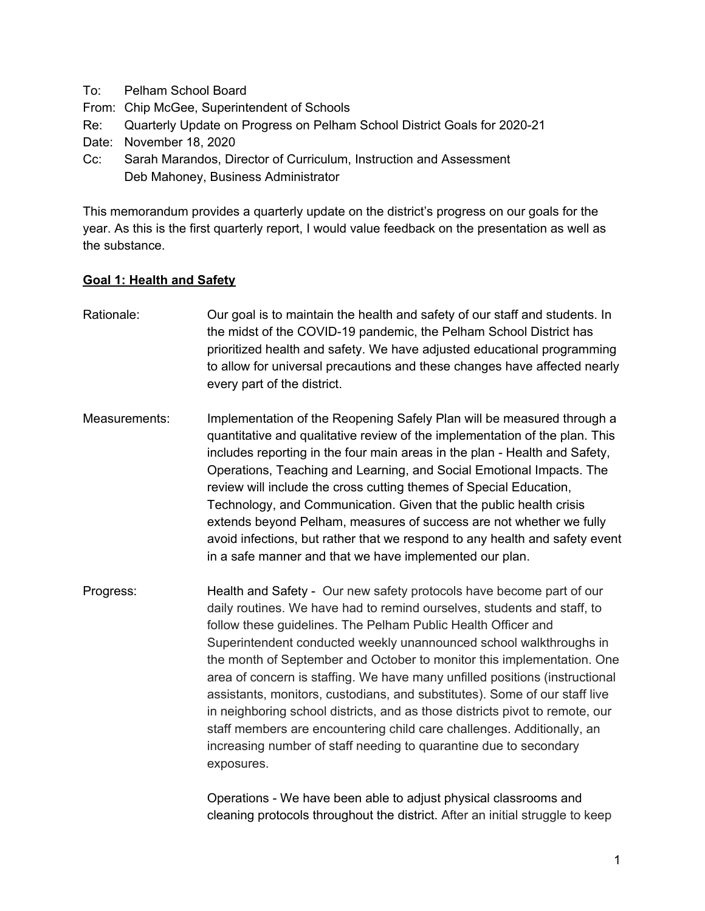To: Pelham School Board
From: Chip McGee, Superintendent of Schools
Re: Quarterly Update on Progress on Pelham School District Goals for 2020-21
Date: November 18, 2020
Cc: Sarah Marandos, Director of Curriculum, Instruction and Assessment
Deb Mahoney, Business Administrator

This memorandum provides a quarterly update on the district's progress on our goals for the year. As this is the first quarterly report, I would value feedback on the presentation as well as the substance.

**Goal 1: Health and Safety**

Rationale: Our goal is to maintain the health and safety of our staff and students. In the midst of the COVID-19 pandemic, the Pelham School District has prioritized health and safety. We have adjusted educational programming to allow for universal precautions and these changes have affected nearly every part of the district.

Measurements: Implementation of the Reopening Safely Plan will be measured through a quantitative and qualitative review of the implementation of the plan. This includes reporting in the four main areas in the plan - Health and Safety, Operations, Teaching and Learning, and Social Emotional Impacts. The review will include the cross cutting themes of Special Education, Technology, and Communication. Given that the public health crisis extends beyond Pelham, measures of success are not whether we fully avoid infections, but rather that we respond to any health and safety event in a safe manner and that we have implemented our plan.

Progress: Health and Safety - Our new safety protocols have become part of our daily routines. We have had to remind ourselves, students and staff, to follow these guidelines. The Pelham Public Health Officer and Superintendent conducted weekly unannounced school walkthroughs in the month of September and October to monitor this implementation. One area of concern is staffing. We have many unfilled positions (instructional assistants, monitors, custodians, and substitutes). Some of our staff live in neighboring school districts, and as those districts pivot to remote, our staff members are encountering child care challenges. Additionally, an increasing number of staff needing to quarantine due to secondary exposures.

Operations - We have been able to adjust physical classrooms and cleaning protocols throughout the district. After an initial struggle to keep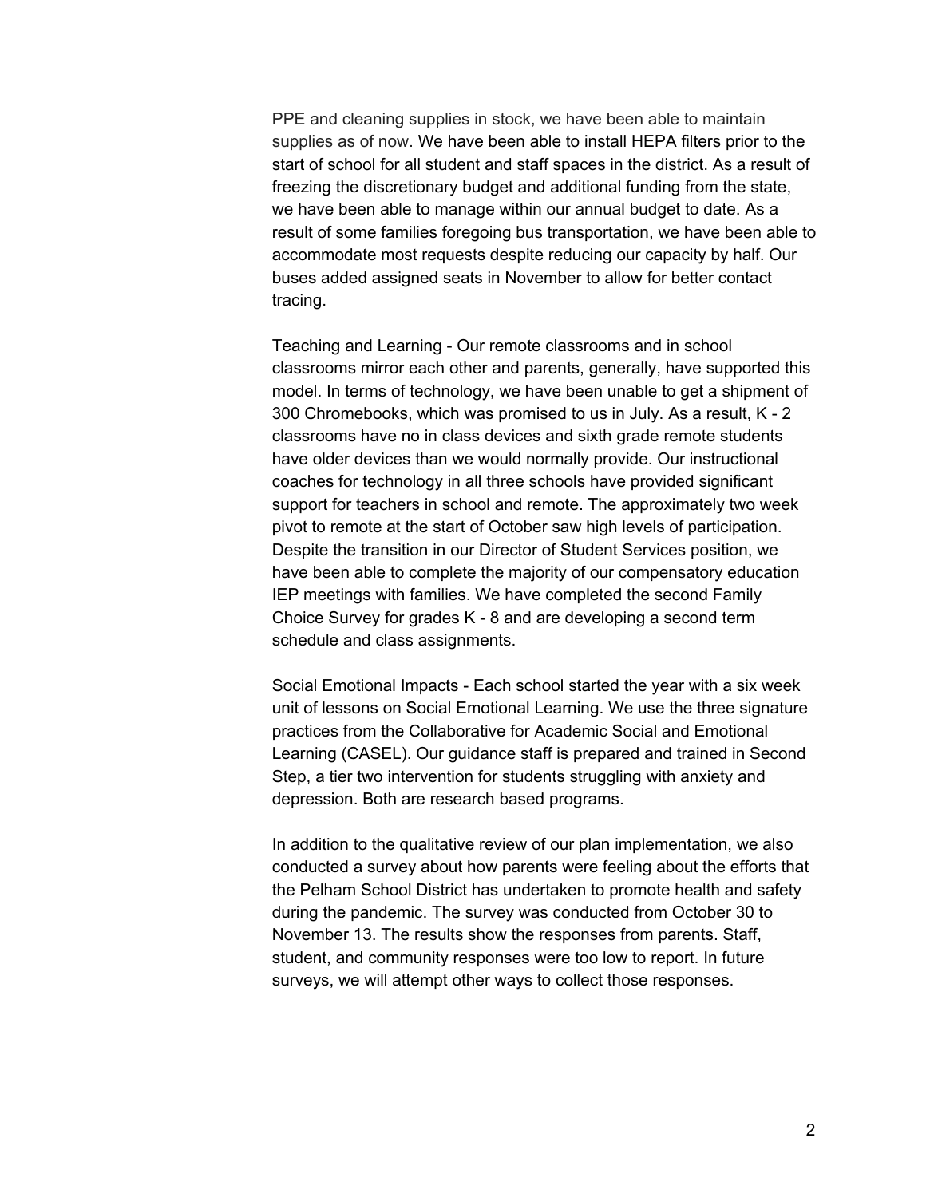PPE and cleaning supplies in stock, we have been able to maintain supplies as of now. We have been able to install HEPA filters prior to the start of school for all student and staff spaces in the district. As a result of freezing the discretionary budget and additional funding from the state, we have been able to manage within our annual budget to date. As a result of some families foregoing bus transportation, we have been able to accommodate most requests despite reducing our capacity by half. Our buses added assigned seats in November to allow for better contact tracing.

Teaching and Learning - Our remote classrooms and in school classrooms mirror each other and parents, generally, have supported this model. In terms of technology, we have been unable to get a shipment of 300 Chromebooks, which was promised to us in July. As a result, K - 2 classrooms have no in class devices and sixth grade remote students have older devices than we would normally provide. Our instructional coaches for technology in all three schools have provided significant support for teachers in school and remote. The approximately two week pivot to remote at the start of October saw high levels of participation. Despite the transition in our Director of Student Services position, we have been able to complete the majority of our compensatory education IEP meetings with families. We have completed the second Family Choice Survey for grades K - 8 and are developing a second term schedule and class assignments.

Social Emotional Impacts - Each school started the year with a six week unit of lessons on Social Emotional Learning. We use the three signature practices from the Collaborative for Academic Social and Emotional Learning (CASEL). Our guidance staff is prepared and trained in Second Step, a tier two intervention for students struggling with anxiety and depression. Both are research based programs.

In addition to the qualitative review of our plan implementation, we also conducted a survey about how parents were feeling about the efforts that the Pelham School District has undertaken to promote health and safety during the pandemic. The survey was conducted from October 30 to November 13. The results show the responses from parents. Staff, student, and community responses were too low to report. In future surveys, we will attempt other ways to collect those responses.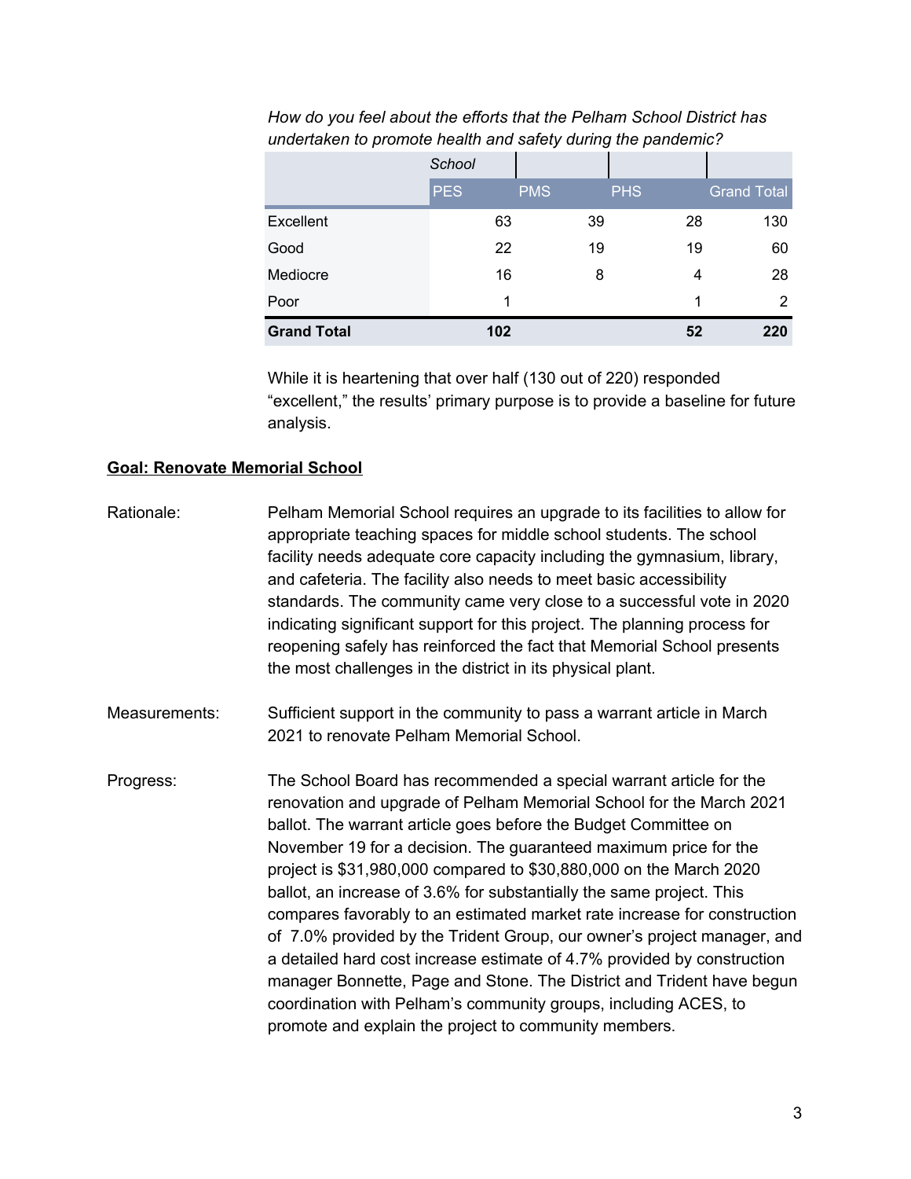*How do you feel about the efforts that the Pelham School District has undertaken to promote health and safety during the pandemic?*

| | School | | | |
|---|---|---|---|---|
| | PES | PMS | PHS | Grand Total |
| Excellent | 63 | 39 | 28 | 130 |
| Good | 22 | 19 | 19 | 60 |
| Mediocre | 16 | 8 | 4 | 28 |
| Poor | 1 | | 1 | 2 |
| **Grand Total** | **102** | | **52** | **220** |

While it is heartening that over half (130 out of 220) responded "excellent," the results' primary purpose is to provide a baseline for future analysis.

**Goal: Renovate Memorial School**

Rationale: Pelham Memorial School requires an upgrade to its facilities to allow for appropriate teaching spaces for middle school students. The school facility needs adequate core capacity including the gymnasium, library, and cafeteria. The facility also needs to meet basic accessibility standards. The community came very close to a successful vote in 2020 indicating significant support for this project. The planning process for reopening safely has reinforced the fact that Memorial School presents the most challenges in the district in its physical plant.

Measurements: Sufficient support in the community to pass a warrant article in March 2021 to renovate Pelham Memorial School.

Progress: The School Board has recommended a special warrant article for the renovation and upgrade of Pelham Memorial School for the March 2021 ballot. The warrant article goes before the Budget Committee on November 19 for a decision. The guaranteed maximum price for the project is $31,980,000 compared to $30,880,000 on the March 2020 ballot, an increase of 3.6% for substantially the same project. This compares favorably to an estimated market rate increase for construction of 7.0% provided by the Trident Group, our owner's project manager, and a detailed hard cost increase estimate of 4.7% provided by construction manager Bonnette, Page and Stone. The District and Trident have begun coordination with Pelham's community groups, including ACES, to promote and explain the project to community members.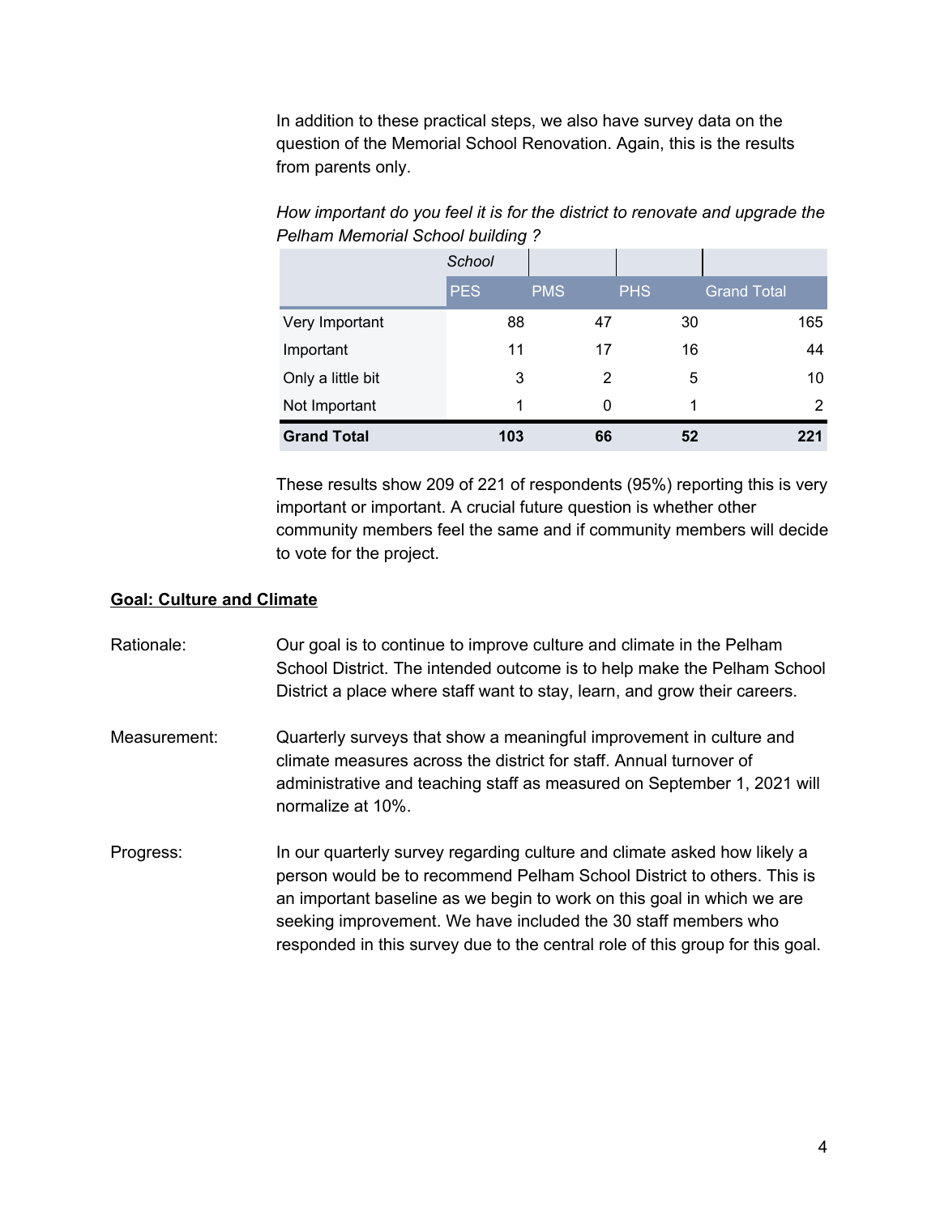In addition to these practical steps, we also have survey data on the question of the Memorial School Renovation. Again, this is the results from parents only.

*How important do you feel it is for the district to renovate and upgrade the Pelham Memorial School building ?*

| | *School* | | | |
|---|---|---|---|---|
| | PES | PMS | PHS | Grand Total |
| Very Important | 88 | 47 | 30 | 165 |
| Important | 11 | 17 | 16 | 44 |
| Only a little bit | 3 | 2 | 5 | 10 |
| Not Important | 1 | 0 | 1 | 2 |
| **Grand Total** | **103** | **66** | **52** | **221** |

These results show 209 of 221 of respondents (95%) reporting this is very important or important. A crucial future question is whether other community members feel the same and if community members will decide to vote for the project.

**Goal: Culture and Climate**

Rationale: Our goal is to continue to improve culture and climate in the Pelham School District. The intended outcome is to help make the Pelham School District a place where staff want to stay, learn, and grow their careers.

Measurement: Quarterly surveys that show a meaningful improvement in culture and climate measures across the district for staff. Annual turnover of administrative and teaching staff as measured on September 1, 2021 will normalize at 10%.

Progress: In our quarterly survey regarding culture and climate asked how likely a person would be to recommend Pelham School District to others. This is an important baseline as we begin to work on this goal in which we are seeking improvement. We have included the 30 staff members who responded in this survey due to the central role of this group for this goal.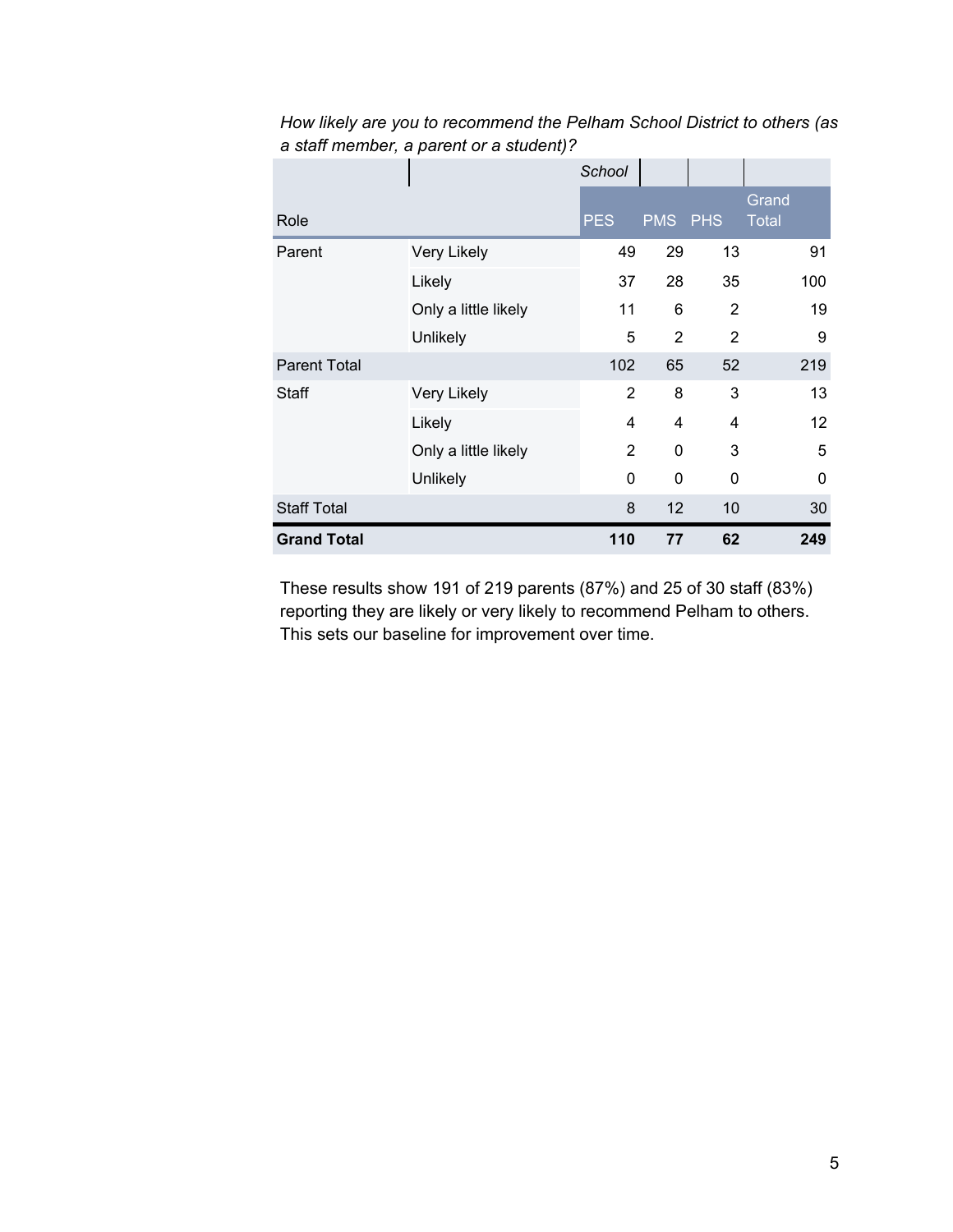*How likely are you to recommend the Pelham School District to others (as a staff member, a parent or a student)?*

| | | School | | | |
|---|---|---|---|---|---|
| Role | | PES | PMS | PHS | Grand Total |
| Parent | Very Likely | 49 | 29 | 13 | 91 |
| | Likely | 37 | 28 | 35 | 100 |
| | Only a little likely | 11 | 6 | 2 | 19 |
| | Unlikely | 5 | 2 | 2 | 9 |
| Parent Total | | 102 | 65 | 52 | 219 |
| Staff | Very Likely | 2 | 8 | 3 | 13 |
| | Likely | 4 | 4 | 4 | 12 |
| | Only a little likely | 2 | 0 | 3 | 5 |
| | Unlikely | 0 | 0 | 0 | 0 |
| Staff Total | | 8 | 12 | 10 | 30 |
| **Grand Total** | | **110** | **77** | **62** | **249** |

These results show 191 of 219 parents (87%) and 25 of 30 staff (83%) reporting they are likely or very likely to recommend Pelham to others. This sets our baseline for improvement over time.